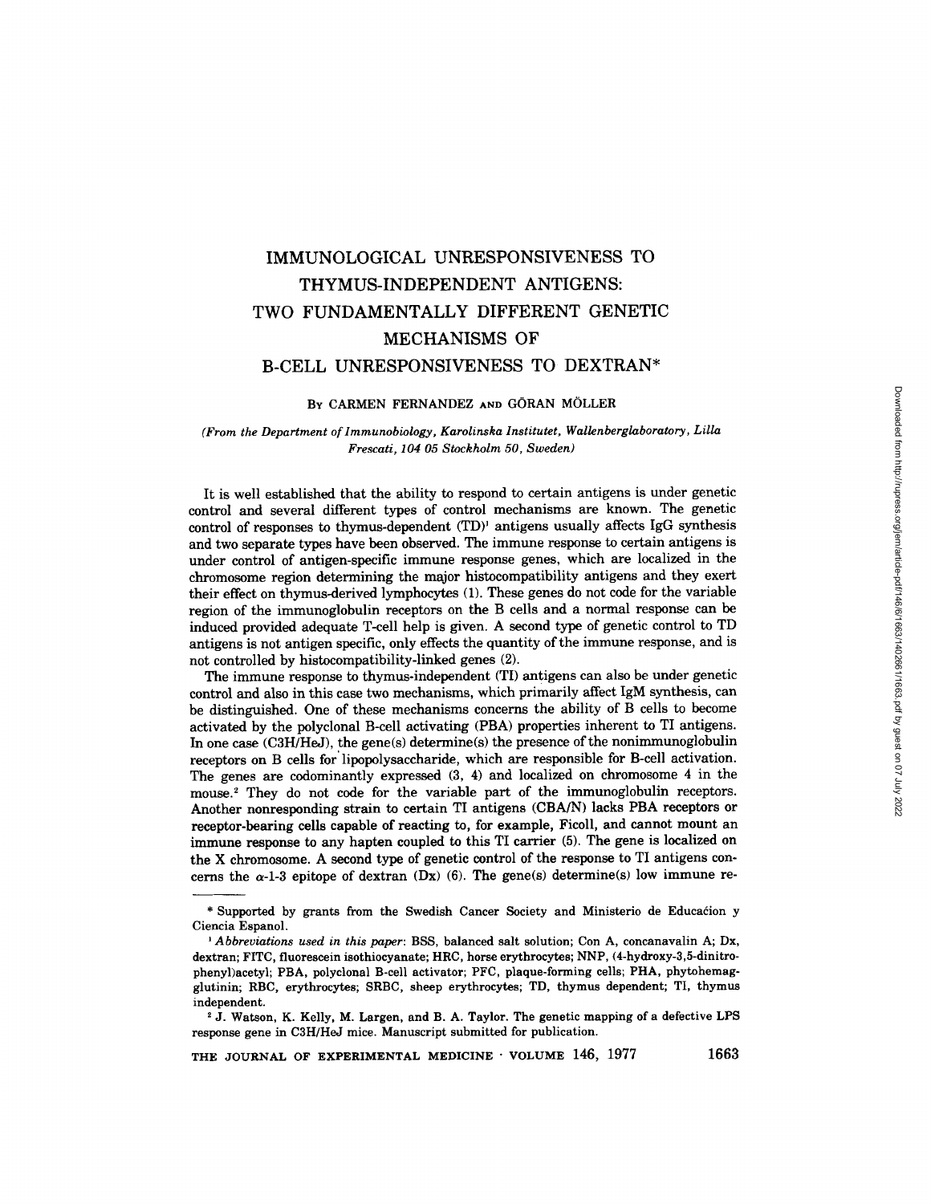# IMMUNOLOGICAL UNRESPONSIVENESS TO THYMUS-INDEPENDENT ANTIGENS: TWO FUNDAMENTALLY DIFFERENT GENETIC MECHANISMS OF B-CELL UNRESPONSIVENESS TO DEXTRAN*

BY CARMEN FERNANDEZ AND GÖRAN MÖLLER

*(From the Department of Immunobiology, Karolinska Institutet, Wallenberglaboratory, Lilla Frescati, 104 05 Stockholm 50, Sweden)*

It is well established that the ability to respond to certain antigens is under genetic control and several different types of control mechanisms are known. The genetic control of responses to thymus-dependent (TD)[1] antigens usually affects IgG synthesis and two separate types have been observed. The immune response to certain antigens is under control of antigen-specific immune response genes, which are localized in the chromosome region determining the major histocompatibility antigens and they exert their effect on thymus-derived lymphocytes (1). These genes do not code for the variable region of the immunoglobulin receptors on the B cells and a normal response can be induced provided adequate T-cell help is given. A second type of genetic control to TD antigens is not antigen specific, only effects the quantity of the immune response, and is not controlled by histocompatibility-linked genes (2).

The immune response to thymus-independent (TI) antigens can also be under genetic control and also in this case two mechanisms, which primarily affect IgM synthesis, can be distinguished. One of these mechanisms concerns the ability of B cells to become activated by the polyclonal B-cell activating (PBA) properties inherent to TI antigens. In one case (C3H/HeJ), the gene(s) determine(s) the presence of the nonimmunoglobulin receptors on B cells for lipopolysaccharide, which are responsible for B-cell activation. The genes are codominantly expressed (3, 4) and localized on chromosome 4 in the mouse.[2] They do not code for the variable part of the immunoglobulin receptors. Another nonresponding strain to certain TI antigens (CBA/N) lacks PBA receptors or receptor-bearing cells capable of reacting to, for example, Ficoll, and cannot mount an immune response to any hapten coupled to this TI carrier (5). The gene is localized on the X chromosome. A second type of genetic control of the response to TI antigens concerns the α-1-3 epitope of dextran (Dx) (6). The gene(s) determine(s) low immune re-

---

\* Supported by grants from the Swedish Cancer Society and Ministerio de Educación y Ciencia Espanol.

[1] *Abbreviations used in this paper*: BSS, balanced salt solution; Con A, concanavalin A; Dx, dextran; FITC, fluorescein isothiocyanate; HRC, horse erythrocytes; NNP, (4-hydroxy-3,5-dinitrophenyl)acetyl; PBA, polyclonal B-cell activator; PFC, plaque-forming cells; PHA, phytohemagglutinin; RBC, erythrocytes; SRBC, sheep erythrocytes; TD, thymus dependent; TI, thymus independent.

[2] J. Watson, K. Kelly, M. Largen, and B. A. Taylor. The genetic mapping of a defective LPS response gene in C3H/HeJ mice. Manuscript submitted for publication.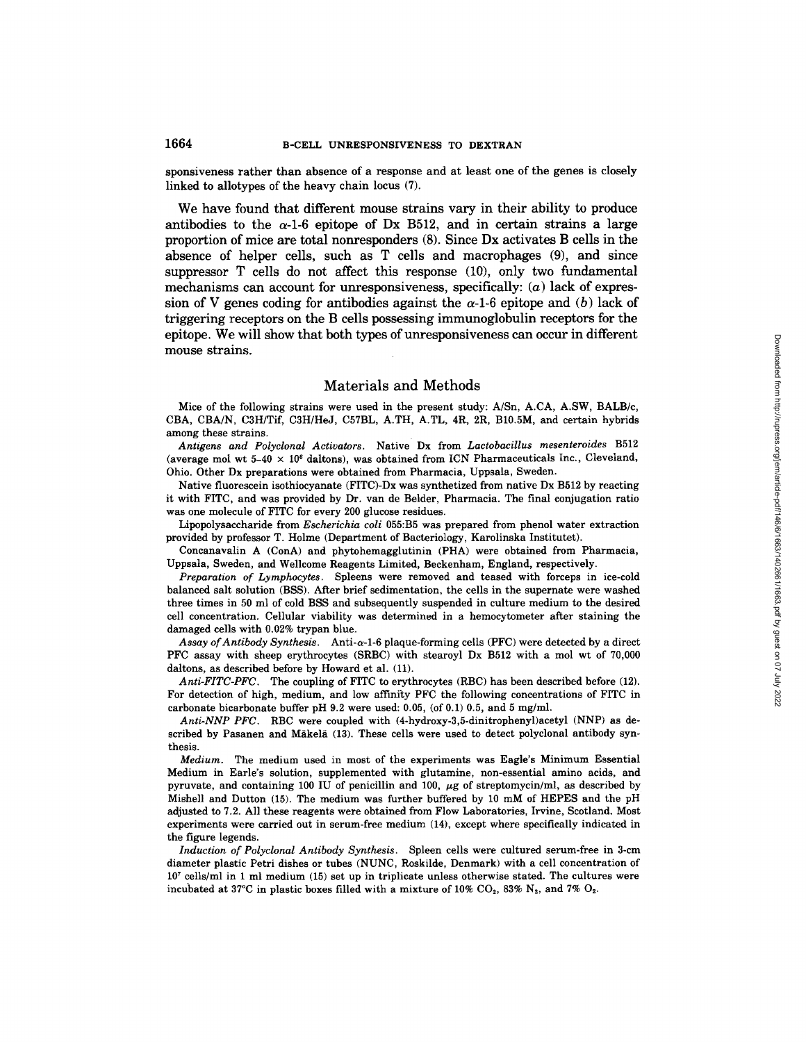sponsiveness rather than absence of a response and at least one of the genes is closely linked to allotypes of the heavy chain locus (7).

We have found that different mouse strains vary in their ability to produce antibodies to the $\alpha$-1-6 epitope of Dx B512, and in certain strains a large proportion of mice are total nonresponders (8). Since Dx activates B cells in the absence of helper cells, such as T cells and macrophages (9), and since suppressor T cells do not affect this response (10), only two fundamental mechanisms can account for unresponsiveness, specifically: (*a*) lack of expression of V genes coding for antibodies against the $\alpha$-1-6 epitope and (*b*) lack of triggering receptors on the B cells possessing immunoglobulin receptors for the epitope. We will show that both types of unresponsiveness can occur in different mouse strains.

## Materials and Methods

Mice of the following strains were used in the present study: A/Sn, A.CA, A.SW, BALB/c, CBA, CBA/N, C3H/Tif, C3H/HeJ, C57BL, A.TH, A.TL, 4R, 2R, B10.5M, and certain hybrids among these strains.

*Antigens and Polyclonal Activators.* Native Dx from *Lactobacillus mesenteroides* B512 (average mol wt 5–40 × $10^6$ daltons), was obtained from ICN Pharmaceuticals Inc., Cleveland, Ohio. Other Dx preparations were obtained from Pharmacia, Uppsala, Sweden.

Native fluorescein isothiocyanate (FITC)-Dx was synthetized from native Dx B512 by reacting it with FITC, and was provided by Dr. van de Belder, Pharmacia. The final conjugation ratio was one molecule of FITC for every 200 glucose residues.

Lipopolysaccharide from *Escherichia coli* 055:B5 was prepared from phenol water extraction provided by professor T. Holme (Department of Bacteriology, Karolinska Institutet).

Concanavalin A (ConA) and phytohemagglutinin (PHA) were obtained from Pharmacia, Uppsala, Sweden, and Wellcome Reagents Limited, Beckenham, England, respectively.

*Preparation of Lymphocytes.* Spleens were removed and teased with forceps in ice-cold balanced salt solution (BSS). After brief sedimentation, the cells in the supernate were washed three times in 50 ml of cold BSS and subsequently suspended in culture medium to the desired cell concentration. Cellular viability was determined in a hemocytometer after staining the damaged cells with 0.02% trypan blue.

*Assay of Antibody Synthesis.* Anti-$\alpha$-1-6 plaque-forming cells (PFC) were detected by a direct PFC assay with sheep erythrocytes (SRBC) with stearoyl Dx B512 with a mol wt of 70,000 daltons, as described before by Howard et al. (11).

*Anti-FITC-PFC.* The coupling of FITC to erythrocytes (RBC) has been described before (12). For detection of high, medium, and low affinity PFC the following concentrations of FITC in carbonate bicarbonate buffer pH 9.2 were used: 0.05, (of 0.1) 0.5, and 5 mg/ml.

*Anti-NNP PFC.* RBC were coupled with (4-hydroxy-3,5-dinitrophenyl)acetyl (NNP) as described by Pasanen and Mäkelä (13). These cells were used to detect polyclonal antibody synthesis.

*Medium.* The medium used in most of the experiments was Eagle's Minimum Essential Medium in Earle's solution, supplemented with glutamine, non-essential amino acids, and pyruvate, and containing 100 IU of penicillin and 100, $\mu$g of streptomycin/ml, as described by Mishell and Dutton (15). The medium was further buffered by 10 mM of HEPES and the pH adjusted to 7.2. All these reagents were obtained from Flow Laboratories, Irvine, Scotland. Most experiments were carried out in serum-free medium (14), except where specifically indicated in the figure legends.

*Induction of Polyclonal Antibody Synthesis.* Spleen cells were cultured serum-free in 3-cm diameter plastic Petri dishes or tubes (NUNC, Roskilde, Denmark) with a cell concentration of $10^7$ cells/ml in 1 ml medium (15) set up in triplicate unless otherwise stated. The cultures were incubated at 37°C in plastic boxes filled with a mixture of 10% $CO_2$, 83% $N_2$, and 7% $O_2$.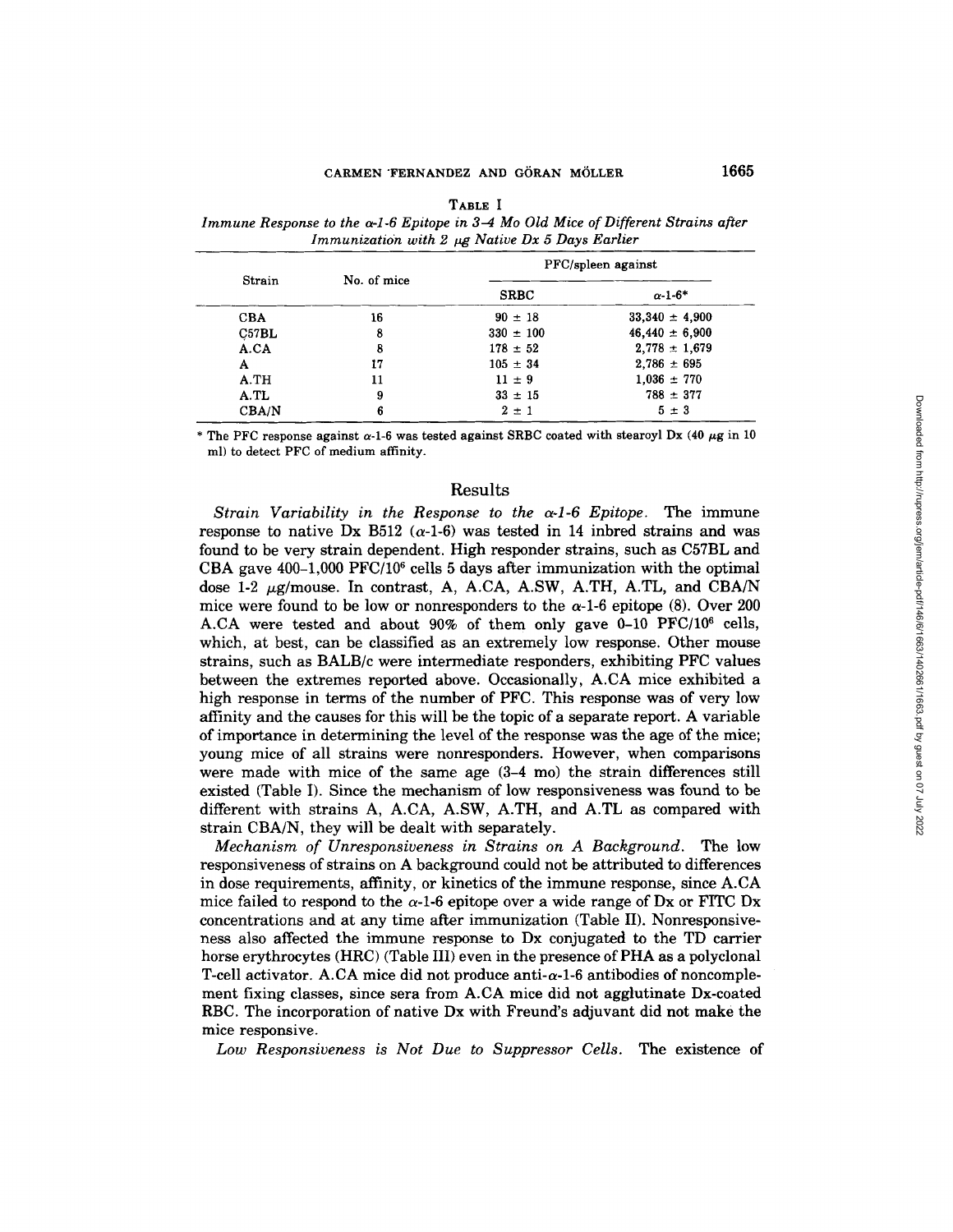TABLE I

*Immune Response to the α-1-6 Epitope in 3–4 Mo Old Mice of Different Strains after Immunization with 2 μg Native Dx 5 Days Earlier*

| Strain | No. of mice | PFC/spleen against | |
|---|---|---|---|
| | | SRBC | α-1-6* |
| CBA | 16 | 90 ± 18 | 33,340 ± 4,900 |
| C57BL | 8 | 330 ± 100 | 46,440 ± 6,900 |
| A.CA | 8 | 178 ± 52 | 2,778 ± 1,679 |
| A | 17 | 105 ± 34 | 2,786 ± 695 |
| A.TH | 11 | 11 ± 9 | 1,036 ± 770 |
| A.TL | 9 | 33 ± 15 | 788 ± 377 |
| CBA/N | 6 | 2 ± 1 | 5 ± 3 |

\* The PFC response against α-1-6 was tested against SRBC coated with stearoyl Dx (40 μg in 10 ml) to detect PFC of medium affinity.

## Results

*Strain Variability in the Response to the α-1-6 Epitope.* The immune response to native Dx B512 (α-1-6) was tested in 14 inbred strains and was found to be very strain dependent. High responder strains, such as C57BL and CBA gave 400–1,000 PFC/$10^6$ cells 5 days after immunization with the optimal dose 1-2 μg/mouse. In contrast, A, A.CA, A.SW, A.TH, A.TL, and CBA/N mice were found to be low or nonresponders to the α-1-6 epitope (8). Over 200 A.CA were tested and about 90% of them only gave 0–10 PFC/$10^6$ cells, which, at best, can be classified as an extremely low response. Other mouse strains, such as BALB/c were intermediate responders, exhibiting PFC values between the extremes reported above. Occasionally, A.CA mice exhibited a high response in terms of the number of PFC. This response was of very low affinity and the causes for this will be the topic of a separate report. A variable of importance in determining the level of the response was the age of the mice; young mice of all strains were nonresponders. However, when comparisons were made with mice of the same age (3–4 mo) the strain differences still existed (Table I). Since the mechanism of low responsiveness was found to be different with strains A, A.CA, A.SW, A.TH, and A.TL as compared with strain CBA/N, they will be dealt with separately.

*Mechanism of Unresponsiveness in Strains on A Background.* The low responsiveness of strains on A background could not be attributed to differences in dose requirements, affinity, or kinetics of the immune response, since A.CA mice failed to respond to the α-1-6 epitope over a wide range of Dx or FITC Dx concentrations and at any time after immunization (Table II). Nonresponsiveness also affected the immune response to Dx conjugated to the TD carrier horse erythrocytes (HRC) (Table III) even in the presence of PHA as a polyclonal T-cell activator. A.CA mice did not produce anti-α-1-6 antibodies of noncomplement fixing classes, since sera from A.CA mice did not agglutinate Dx-coated RBC. The incorporation of native Dx with Freund's adjuvant did not make the mice responsive.

*Low Responsiveness is Not Due to Suppressor Cells.* The existence of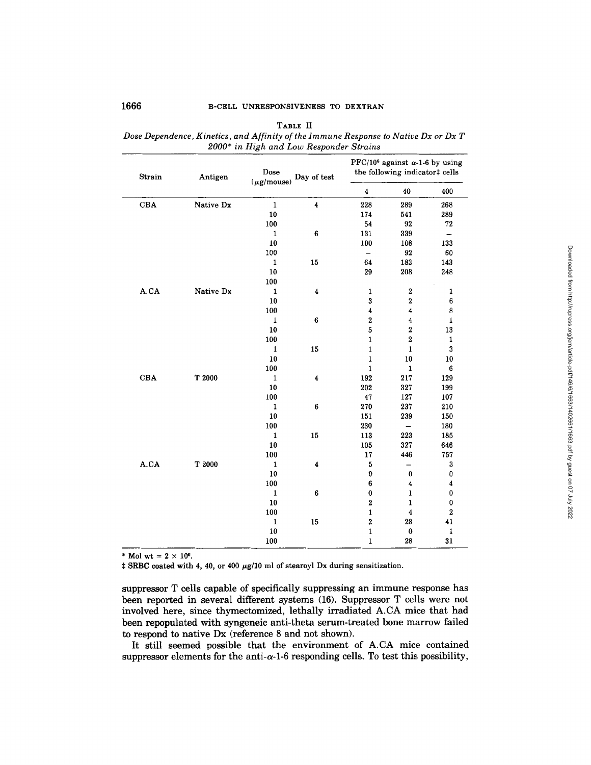TABLE II

*Dose Dependence, Kinetics, and Affinity of the Immune Response to Native Dx or Dx T 2000\* in High and Low Responder Strains*

| Strain | Antigen | Dose (μg/mouse) | Day of test | PFC/$10^6$ against α-1-6 by using the following indicator‡ cells | | |
|---|---|---|---|---|---|---|
| | | | | 4 | 40 | 400 |
| CBA | Native Dx | 1 | 4 | 228 | 289 | 268 |
| | | 10 | | 174 | 541 | 289 |
| | | 100 | | 54 | 92 | 72 |
| | | 1 | 6 | 131 | 339 | – |
| | | 10 | | 100 | 108 | 133 |
| | | 100 | | – | 92 | 60 |
| | | 1 | 15 | 64 | 183 | 143 |
| | | 10 | | 29 | 208 | 248 |
| | | 100 | | | | |
| A.CA | Native Dx | 1 | 4 | 1 | 2 | 1 |
| | | 10 | | 3 | 2 | 6 |
| | | 100 | | 4 | 4 | 8 |
| | | 1 | 6 | 2 | 4 | 1 |
| | | 10 | | 5 | 2 | 13 |
| | | 100 | | 1 | 2 | 1 |
| | | 1 | 15 | 1 | 1 | 3 |
| | | 10 | | 1 | 10 | 10 |
| | | 100 | | 1 | 1 | 6 |
| CBA | T 2000 | 1 | 4 | 192 | 217 | 129 |
| | | 10 | | 202 | 327 | 199 |
| | | 100 | | 47 | 127 | 107 |
| | | 1 | 6 | 270 | 237 | 210 |
| | | 10 | | 151 | 239 | 150 |
| | | 100 | | 230 | – | 180 |
| | | 1 | 15 | 113 | 223 | 185 |
| | | 10 | | 105 | 327 | 646 |
| | | 100 | | 17 | 446 | 757 |
| A.CA | T 2000 | 1 | 4 | 5 | – | 3 |
| | | 10 | | 0 | 0 | 0 |
| | | 100 | | 6 | 4 | 4 |
| | | 1 | 6 | 0 | 1 | 0 |
| | | 10 | | 2 | 1 | 0 |
| | | 100 | | 1 | 4 | 2 |
| | | 1 | 15 | 2 | 28 | 41 |
| | | 10 | | 1 | 0 | 1 |
| | | 100 | | 1 | 28 | 31 |

\* Mol wt = $2 \times 10^6$.

‡ SRBC coated with 4, 40, or 400 μg/10 ml of stearoyl Dx during sensitization.

suppressor T cells capable of specifically suppressing an immune response has been reported in several different systems (16). Suppressor T cells were not involved here, since thymectomized, lethally irradiated A.CA mice that had been repopulated with syngeneic anti-theta serum-treated bone marrow failed to respond to native Dx (reference 8 and not shown).

It still seemed possible that the environment of A.CA mice contained suppressor elements for the anti-α-1-6 responding cells. To test this possibility,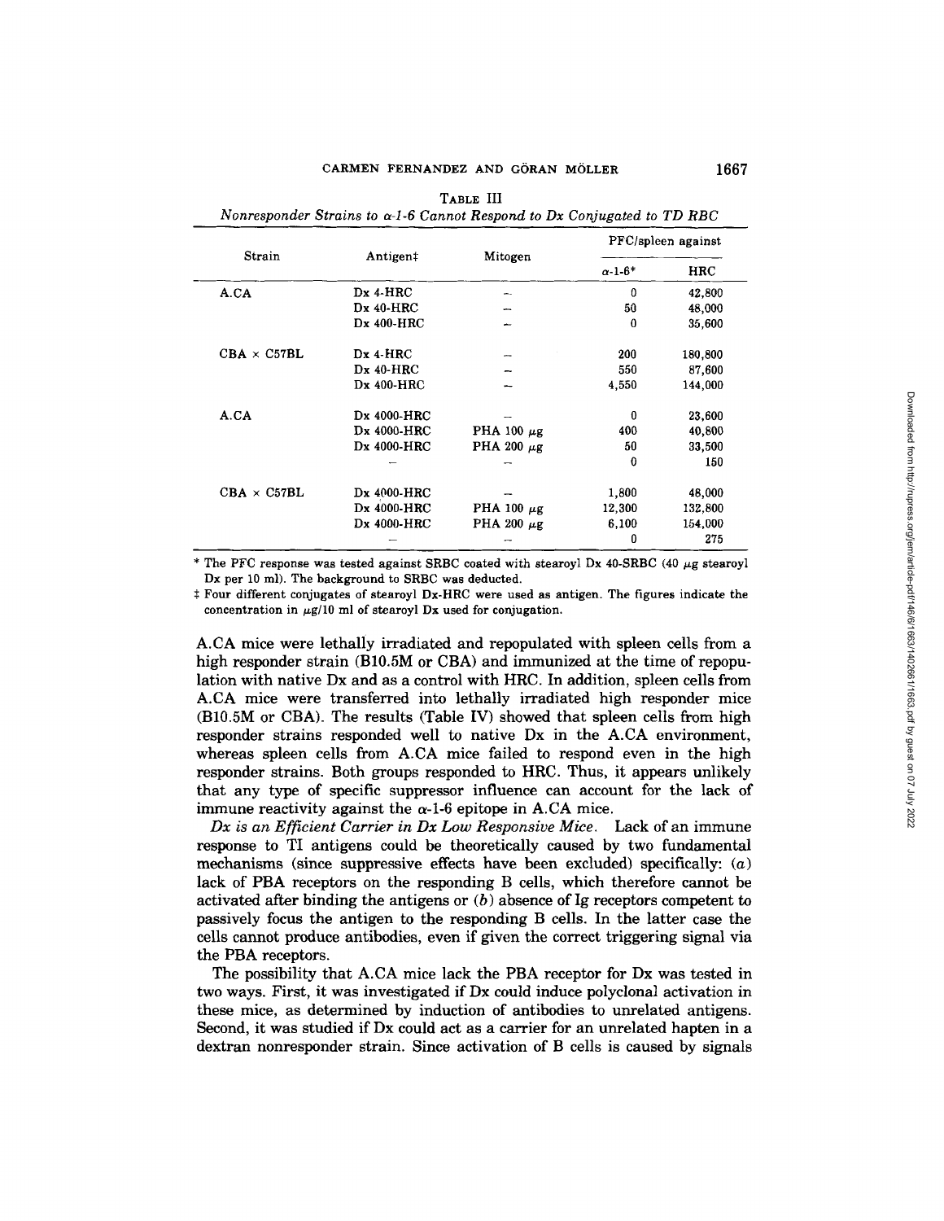TABLE III
*Nonresponder Strains to α-1-6 Cannot Respond to Dx Conjugated to TD RBC*

| Strain | Antigen‡ | Mitogen | PFC/spleen against | |
|---|---|---|---|---|
| | | | α-1-6* | HRC |
| A.CA | Dx 4-HRC | – | 0 | 42,800 |
| | Dx 40-HRC | – | 50 | 48,000 |
| | Dx 400-HRC | – | 0 | 35,600 |
| CBA × C57BL | Dx 4-HRC | – | 200 | 180,800 |
| | Dx 40-HRC | – | 550 | 87,600 |
| | Dx 400-HRC | – | 4,550 | 144,000 |
| A.CA | Dx 4000-HRC | – | 0 | 23,600 |
| | Dx 4000-HRC | PHA 100 μg | 400 | 40,800 |
| | Dx 4000-HRC | PHA 200 μg | 50 | 33,500 |
| | – | – | 0 | 150 |
| CBA × C57BL | Dx 4000-HRC | – | 1,800 | 48,000 |
| | Dx 4000-HRC | PHA 100 μg | 12,300 | 132,800 |
| | Dx 4000-HRC | PHA 200 μg | 6,100 | 154,000 |
| | – | – | 0 | 275 |

\* The PFC response was tested against SRBC coated with stearoyl Dx 40-SRBC (40 μg stearoyl Dx per 10 ml). The background to SRBC was deducted.

‡ Four different conjugates of stearoyl Dx-HRC were used as antigen. The figures indicate the concentration in μg/10 ml of stearoyl Dx used for conjugation.

A.CA mice were lethally irradiated and repopulated with spleen cells from a high responder strain (B10.5M or CBA) and immunized at the time of repopulation with native Dx and as a control with HRC. In addition, spleen cells from A.CA mice were transferred into lethally irradiated high responder mice (B10.5M or CBA). The results (Table IV) showed that spleen cells from high responder strains responded well to native Dx in the A.CA environment, whereas spleen cells from A.CA mice failed to respond even in the high responder strains. Both groups responded to HRC. Thus, it appears unlikely that any type of specific suppressor influence can account for the lack of immune reactivity against the α-1-6 epitope in A.CA mice.

*Dx is an Efficient Carrier in Dx Low Responsive Mice.* Lack of an immune response to TI antigens could be theoretically caused by two fundamental mechanisms (since suppressive effects have been excluded) specifically: (*a*) lack of PBA receptors on the responding B cells, which therefore cannot be activated after binding the antigens or (*b*) absence of Ig receptors competent to passively focus the antigen to the responding B cells. In the latter case the cells cannot produce antibodies, even if given the correct triggering signal via the PBA receptors.

The possibility that A.CA mice lack the PBA receptor for Dx was tested in two ways. First, it was investigated if Dx could induce polyclonal activation in these mice, as determined by induction of antibodies to unrelated antigens. Second, it was studied if Dx could act as a carrier for an unrelated hapten in a dextran nonresponder strain. Since activation of B cells is caused by signals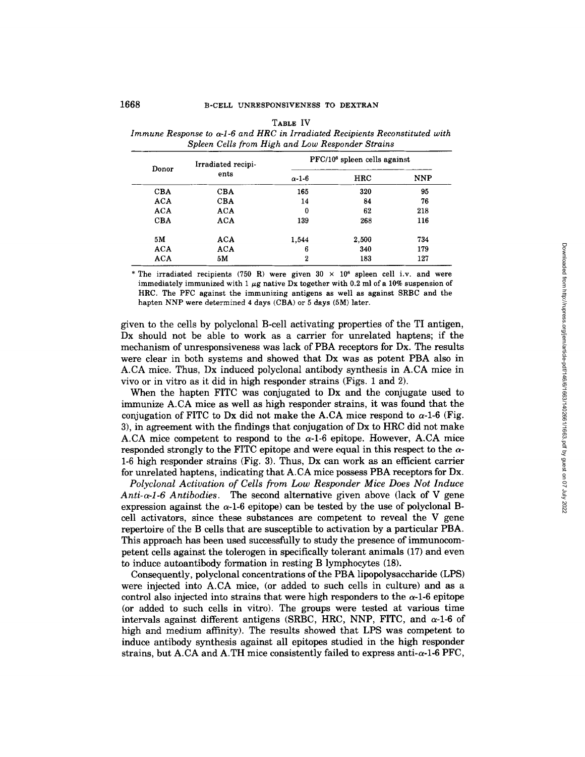TABLE IV
*Immune Response to α-1-6 and HRC in Irradiated Recipients Reconstituted with Spleen Cells from High and Low Responder Strains*

| Donor | Irradiated recipients | PFC/$10^6$ spleen cells against | | |
|---|---|---|---|---|
| | | α-1-6 | HRC | NNP |
| CBA | CBA | 165 | 320 | 95 |
| ACA | CBA | 14 | 84 | 76 |
| ACA | ACA | 0 | 62 | 218 |
| CBA | ACA | 139 | 268 | 116 |
| 5M | ACA | 1,544 | 2,500 | 734 |
| ACA | ACA | 6 | 340 | 179 |
| ACA | 5M | 2 | 183 | 127 |

\* The irradiated recipients (750 R) were given 30 × $10^6$ spleen cell i.v. and were immediately immunized with 1 μg native Dx together with 0.2 ml of a 10% suspension of HRC. The PFC against the immunizing antigens as well as against SRBC and the hapten NNP were determined 4 days (CBA) or 5 days (5M) later.

given to the cells by polyclonal B-cell activating properties of the TI antigen, Dx should not be able to work as a carrier for unrelated haptens; if the mechanism of unresponsiveness was lack of PBA receptors for Dx. The results were clear in both systems and showed that Dx was as potent PBA also in A.CA mice. Thus, Dx induced polyclonal antibody synthesis in A.CA mice in vivo or in vitro as it did in high responder strains (Figs. 1 and 2).

When the hapten FITC was conjugated to Dx and the conjugate used to immunize A.CA mice as well as high responder strains, it was found that the conjugation of FITC to Dx did not make the A.CA mice respond to α-1-6 (Fig. 3), in agreement with the findings that conjugation of Dx to HRC did not make A.CA mice competent to respond to the α-1-6 epitope. However, A.CA mice responded strongly to the FITC epitope and were equal in this respect to the α-1-6 high responder strains (Fig. 3). Thus, Dx can work as an efficient carrier for unrelated haptens, indicating that A.CA mice possess PBA receptors for Dx.

*Polyclonal Activation of Cells from Low Responder Mice Does Not Induce Anti-α-1-6 Antibodies.* The second alternative given above (lack of V gene expression against the α-1-6 epitope) can be tested by the use of polyclonal B-cell activators, since these substances are competent to reveal the V gene repertoire of the B cells that are susceptible to activation by a particular PBA. This approach has been used successfully to study the presence of immunocompetent cells against the tolerogen in specifically tolerant animals (17) and even to induce autoantibody formation in resting B lymphocytes (18).

Consequently, polyclonal concentrations of the PBA lipopolysaccharide (LPS) were injected into A.CA mice, (or added to such cells in culture) and as a control also injected into strains that were high responders to the α-1-6 epitope (or added to such cells in vitro). The groups were tested at various time intervals against different antigens (SRBC, HRC, NNP, FITC, and α-1-6 of high and medium affinity). The results showed that LPS was competent to induce antibody synthesis against all epitopes studied in the high responder strains, but A.CA and A.TH mice consistently failed to express anti-α-1-6 PFC,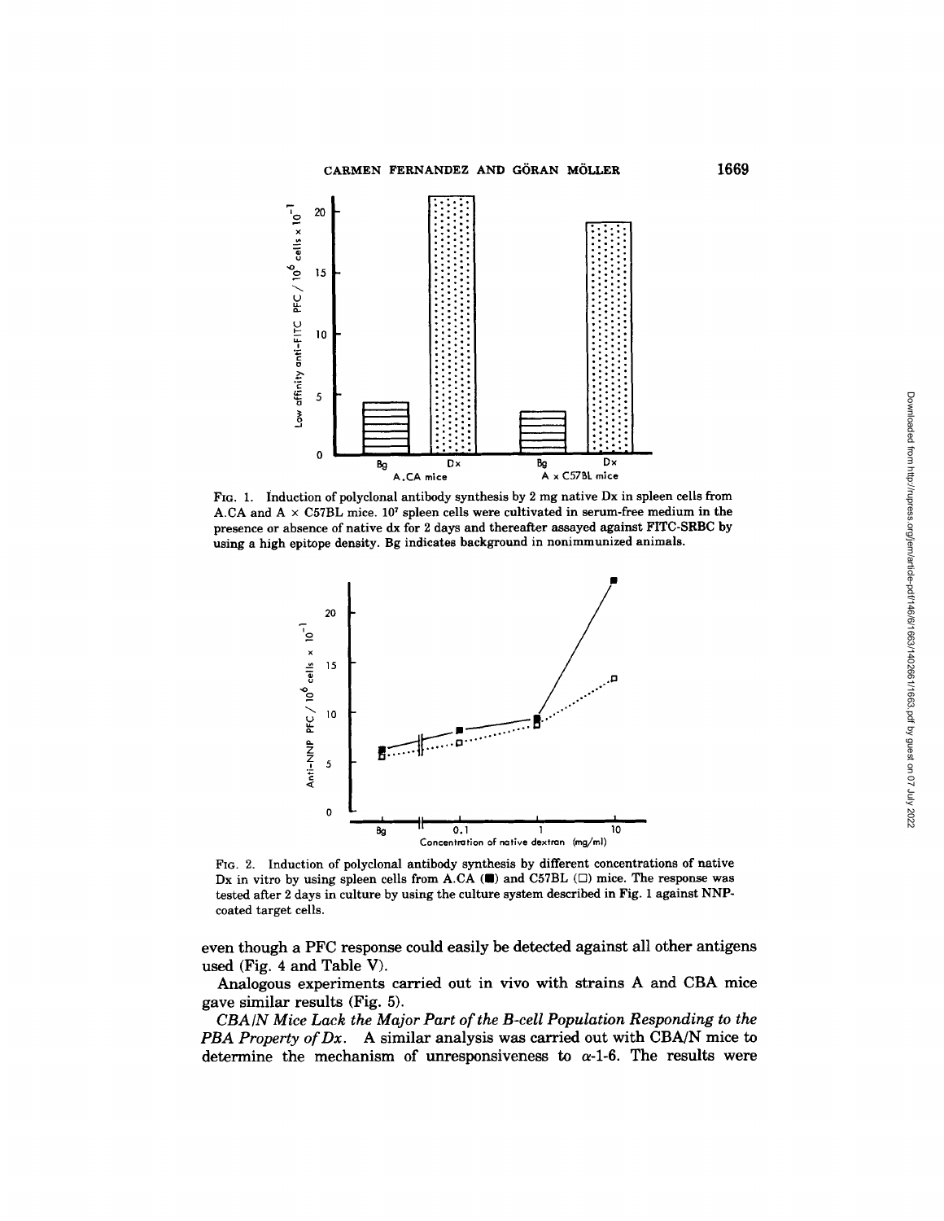FIG. 1. Induction of polyclonal antibody synthesis by 2 mg native Dx in spleen cells from A.CA and A × C57BL mice. $10^7$ spleen cells were cultivated in serum-free medium in the presence or absence of native dx for 2 days and thereafter assayed against FITC-SRBC by using a high epitope density. Bg indicates background in nonimmunized animals.

FIG. 2. Induction of polyclonal antibody synthesis by different concentrations of native Dx in vitro by using spleen cells from A.CA (■) and C57BL (□) mice. The response was tested after 2 days in culture by using the culture system described in Fig. 1 against NNP-coated target cells.

even though a PFC response could easily be detected against all other antigens used (Fig. 4 and Table V).

Analogous experiments carried out in vivo with strains A and CBA mice gave similar results (Fig. 5).

*CBA/N Mice Lack the Major Part of the B-cell Population Responding to the PBA Property of Dx.* A similar analysis was carried out with CBA/N mice to determine the mechanism of unresponsiveness to $\alpha$-1-6. The results were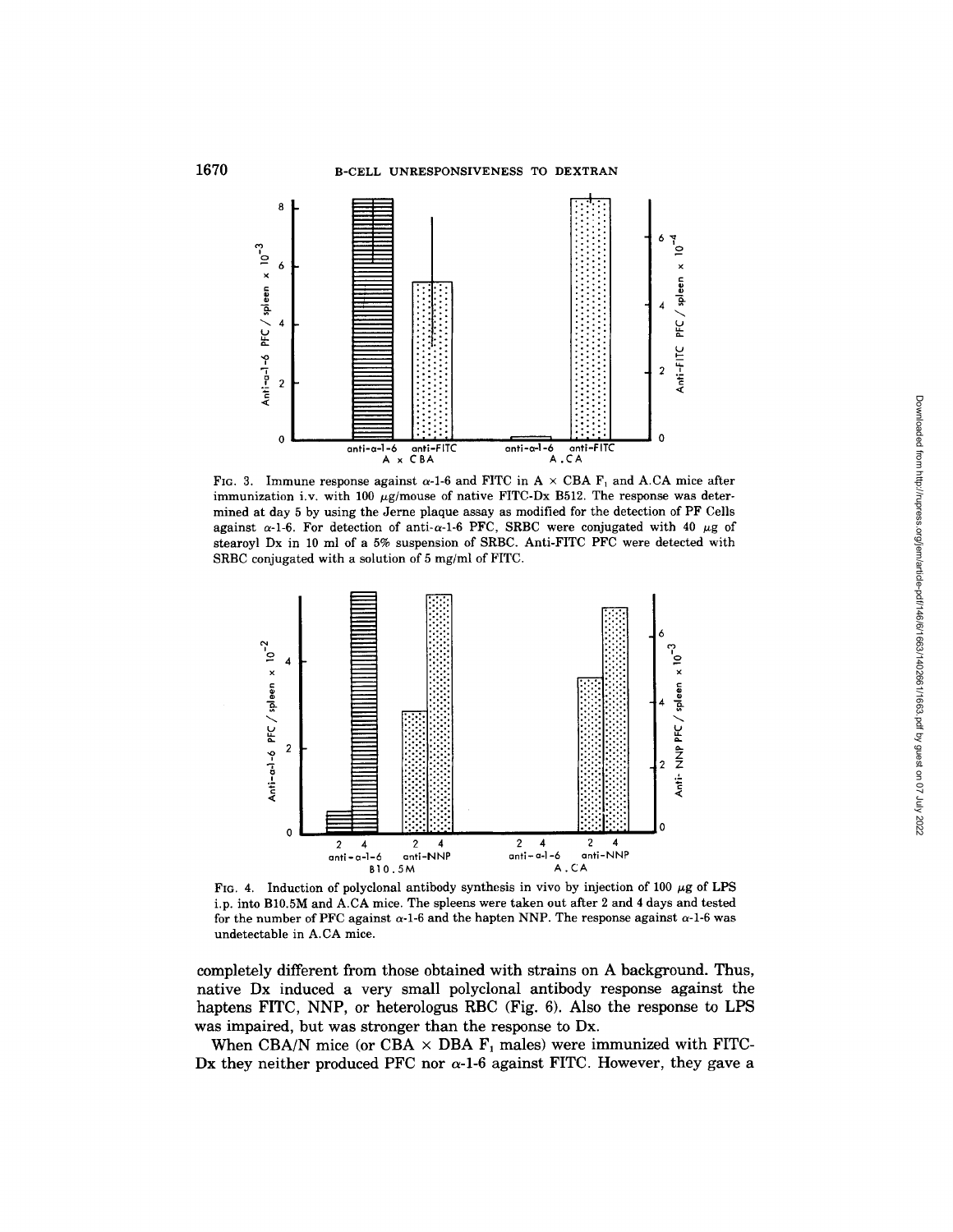FIG. 3. Immune response against α-1-6 and FITC in A × CBA $F_1$ and A.CA mice after immunization i.v. with 100 μg/mouse of native FITC-Dx B512. The response was determined at day 5 by using the Jerne plaque assay as modified for the detection of PF Cells against α-1-6. For detection of anti-α-1-6 PFC, SRBC were conjugated with 40 μg of stearoyl Dx in 10 ml of a 5% suspension of SRBC. Anti-FITC PFC were detected with SRBC conjugated with a solution of 5 mg/ml of FITC.

FIG. 4. Induction of polyclonal antibody synthesis in vivo by injection of 100 μg of LPS i.p. into B10.5M and A.CA mice. The spleens were taken out after 2 and 4 days and tested for the number of PFC against α-1-6 and the hapten NNP. The response against α-1-6 was undetectable in A.CA mice.

completely different from those obtained with strains on A background. Thus, native Dx induced a very small polyclonal antibody response against the haptens FITC, NNP, or heterologus RBC (Fig. 6). Also the response to LPS was impaired, but was stronger than the response to Dx.

When CBA/N mice (or CBA × DBA $F_1$ males) were immunized with FITC-Dx they neither produced PFC nor α-1-6 against FITC. However, they gave a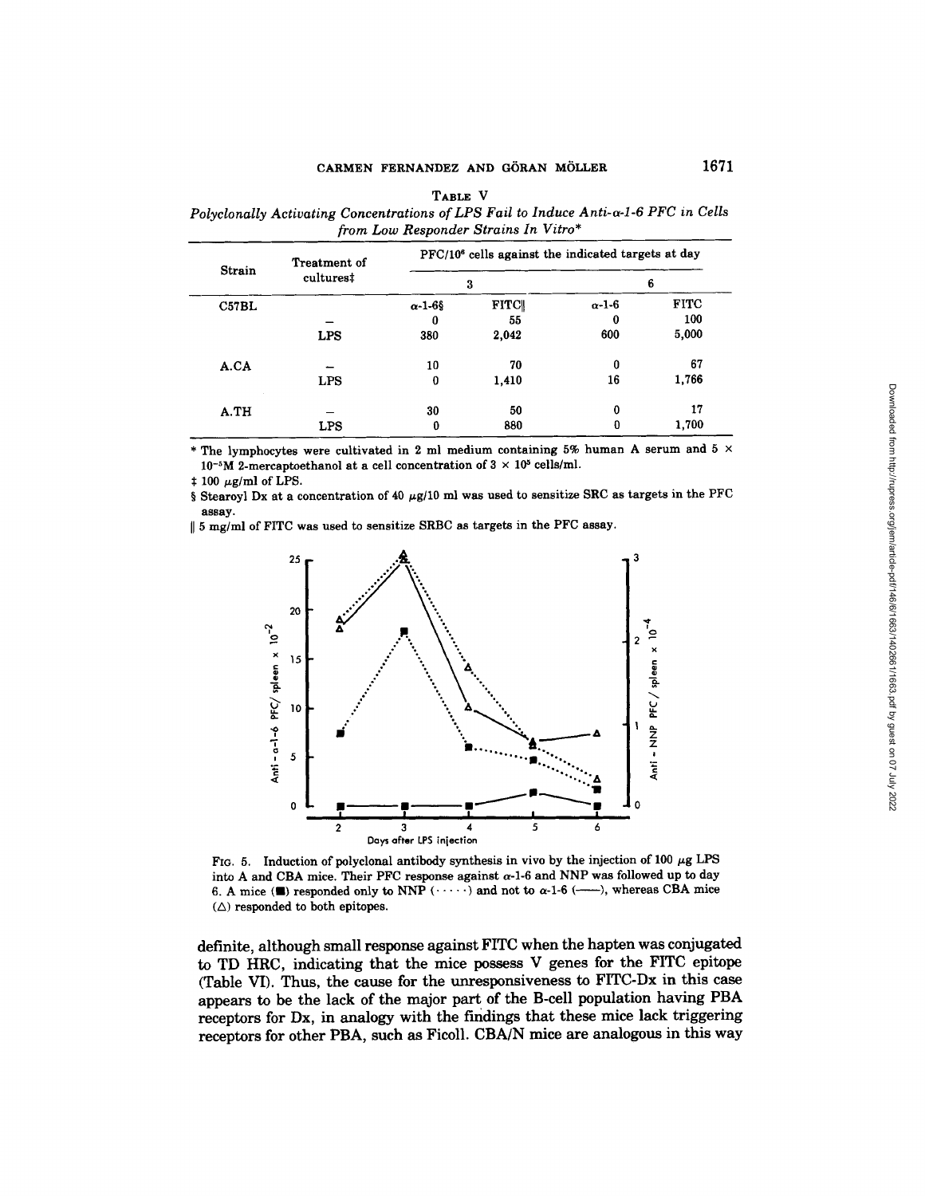Table V

*Polyclonally Activating Concentrations of LPS Fail to Induce Anti-α-1-6 PFC in Cells from Low Responder Strains In Vitro**

| Strain | Treatment of cultures‡ | PFC/$10^6$ cells against the indicated targets at day | | | |
|---|---|---|---|---|---|
| | | 3 | | 6 | |
| | | α-1-6§ | FITC‖ | α-1-6 | FITC |
| C57BL | – | 0 | 55 | 0 | 100 |
| | LPS | 380 | 2,042 | 600 | 5,000 |
| A.CA | – | 10 | 70 | 0 | 67 |
| | LPS | 0 | 1,410 | 16 | 1,766 |
| A.TH | – | 30 | 50 | 0 | 17 |
| | LPS | 0 | 880 | 0 | 1,700 |

\* The lymphocytes were cultivated in 2 ml medium containing 5% human A serum and $5 \times 10^{-5}$M 2-mercaptoethanol at a cell concentration of $3 \times 10^5$ cells/ml.

‡ 100 μg/ml of LPS.

§ Stearoyl Dx at a concentration of 40 μg/10 ml was used to sensitize SRC as targets in the PFC assay.

‖ 5 mg/ml of FITC was used to sensitize SRBC as targets in the PFC assay.

Fig. 5. Induction of polyclonal antibody synthesis in vivo by the injection of 100 μg LPS into A and CBA mice. Their PFC response against α-1-6 and NNP was followed up to day 6. A mice (■) responded only to NNP (·····) and not to α-1-6 (——), whereas CBA mice (△) responded to both epitopes.

definite, although small response against FITC when the hapten was conjugated to TD HRC, indicating that the mice possess V genes for the FITC epitope (Table VI). Thus, the cause for the unresponsiveness to FITC-Dx in this case appears to be the lack of the major part of the B-cell population having PBA receptors for Dx, in analogy with the findings that these mice lack triggering receptors for other PBA, such as Ficoll. CBA/N mice are analogous in this way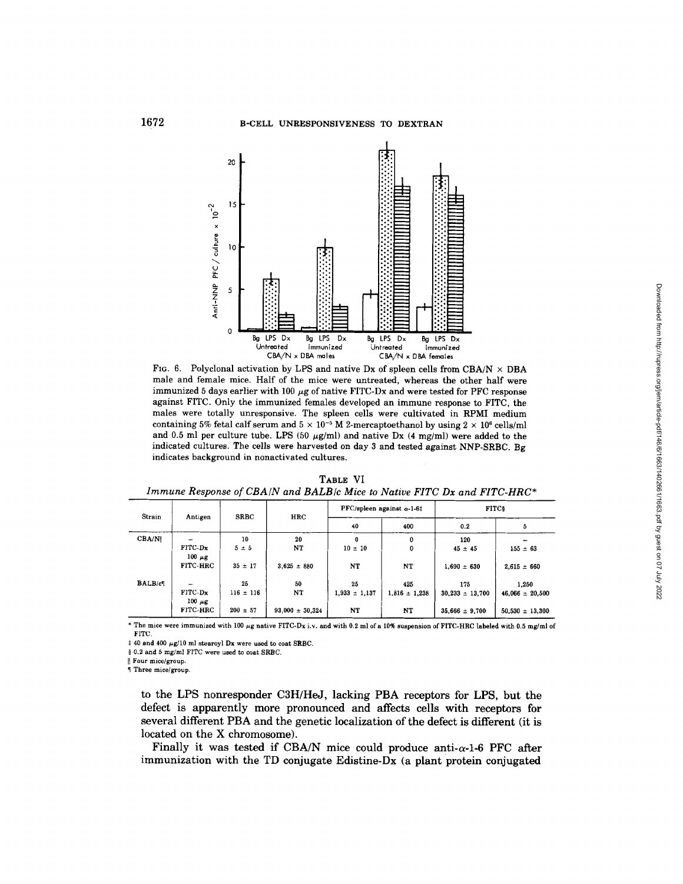FIG. 6. Polyclonal activation by LPS and native Dx of spleen cells from CBA/N × DBA male and female mice. Half of the mice were untreated, whereas the other half were immunized 5 days earlier with 100 μg of native FITC-Dx and were tested for PFC response against FITC. Only the immunized females developed an immune response to FITC, the males were totally unresponsive. The spleen cells were cultivated in RPMI medium containing 5% fetal calf serum and $5 \times 10^{-5}$ M 2-mercaptoethanol by using $2 \times 10^6$ cells/ml and 0.5 ml per culture tube. LPS (50 μg/ml) and native Dx (4 mg/ml) were added to the indicated cultures. The cells were harvested on day 3 and tested against NNP-SRBC. Bg indicates background in nonactivated cultures.

TABLE VI

*Immune Response of CBA/N and BALB/c Mice to Native FITC Dx and FITC-HRC**

| Strain | Antigen | SRBC | HRC | PFC/spleen against α-1-6‡ | | FITC§ | |
|---|---|---|---|---|---|---|---|
| | | | | 40 | 400 | 0.2 | 5 |
| CBA/N‖ | – | 10 | 20 | 0 | 0 | 120 | – |
| | FITC-Dx 100 μg | 5 ± 5 | NT | 10 ± 10 | 0 | 45 ± 45 | 155 ± 63 |
| | FITC-HRC | 35 ± 17 | 3,625 ± 880 | NT | NT | 1,690 ± 630 | 2,615 ± 660 |
| BALB/c¶ | – | 25 | 50 | 25 | 425 | 175 | 1,250 |
| | FITC-Dx 100 μg | 116 ± 116 | NT | 1,933 ± 1,137 | 1,816 ± 1,238 | 30,233 ± 13,700 | 46,066 ± 20,500 |
| | FITC-HRC | 200 ± 57 | 93,000 ± 30,324 | NT | NT | 35,666 ± 9,700 | 50,530 ± 13,300 |

\* The mice were immunized with 100 μg native FITC-Dx i.v. and with 0.2 ml of a 10% suspension of FITC-HRC labeled with 0.5 mg/ml of FITC.

‡ 40 and 400 μg/10 ml stearoyl Dx were used to coat SRBC.

§ 0.2 and 5 mg/ml FITC were used to coat SRBC.

‖ Four mice/group.

¶ Three mice/group.

to the LPS nonresponder C3H/HeJ, lacking PBA receptors for LPS, but the defect is apparently more pronounced and affects cells with receptors for several different PBA and the genetic localization of the defect is different (it is located on the X chromosome).

Finally it was tested if CBA/N mice could produce anti-α-1-6 PFC after immunization with the TD conjugate Edistine-Dx (a plant protein conjugated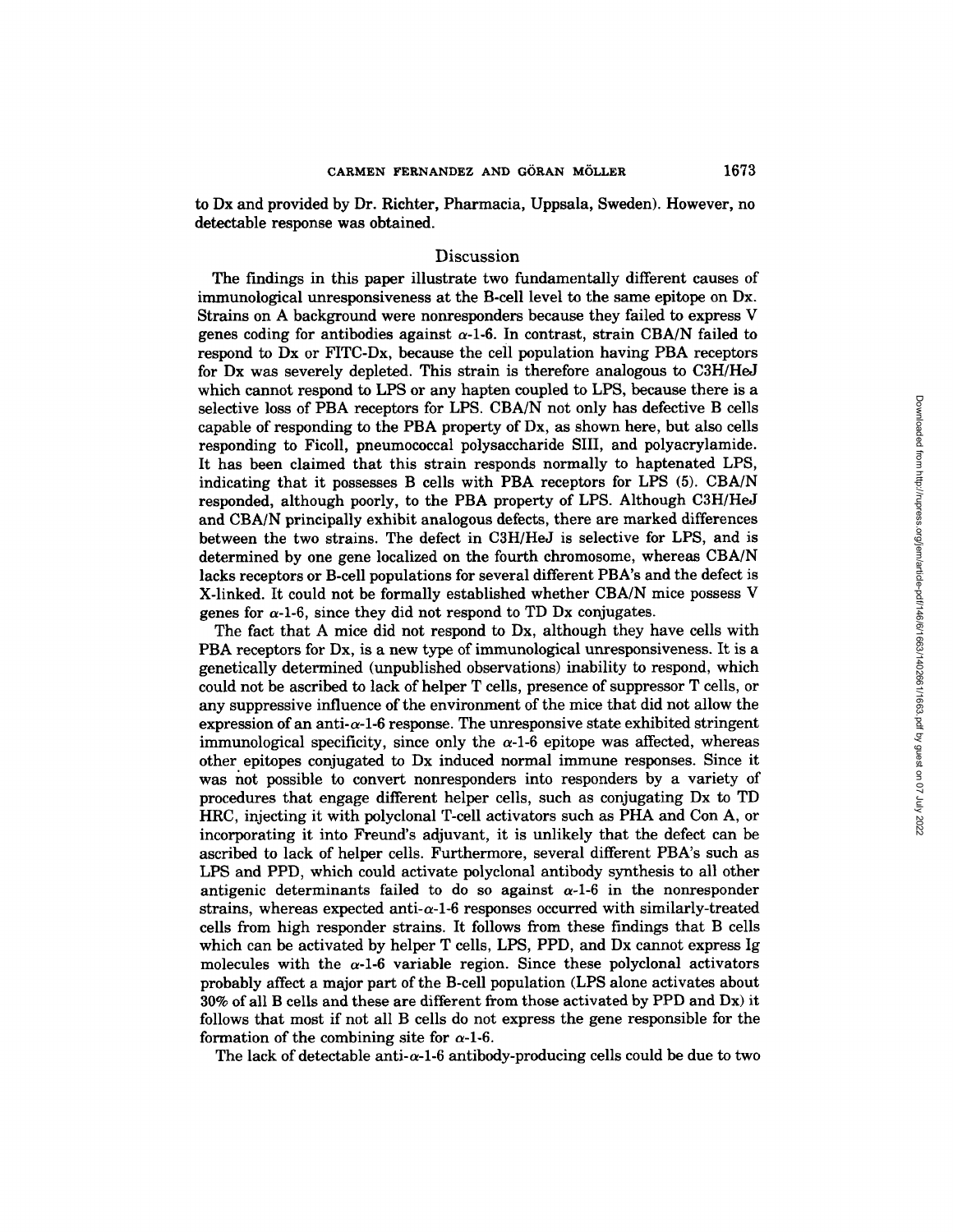to Dx and provided by Dr. Richter, Pharmacia, Uppsala, Sweden). However, no detectable response was obtained.

## Discussion

The findings in this paper illustrate two fundamentally different causes of immunological unresponsiveness at the B-cell level to the same epitope on Dx. Strains on A background were nonresponders because they failed to express V genes coding for antibodies against $\alpha$-1-6. In contrast, strain CBA/N failed to respond to Dx or FITC-Dx, because the cell population having PBA receptors for Dx was severely depleted. This strain is therefore analogous to C3H/HeJ which cannot respond to LPS or any hapten coupled to LPS, because there is a selective loss of PBA receptors for LPS. CBA/N not only has defective B cells capable of responding to the PBA property of Dx, as shown here, but also cells responding to Ficoll, pneumococcal polysaccharide SIII, and polyacrylamide. It has been claimed that this strain responds normally to haptenated LPS, indicating that it possesses B cells with PBA receptors for LPS (5). CBA/N responded, although poorly, to the PBA property of LPS. Although C3H/HeJ and CBA/N principally exhibit analogous defects, there are marked differences between the two strains. The defect in C3H/HeJ is selective for LPS, and is determined by one gene localized on the fourth chromosome, whereas CBA/N lacks receptors or B-cell populations for several different PBA's and the defect is X-linked. It could not be formally established whether CBA/N mice possess V genes for $\alpha$-1-6, since they did not respond to TD Dx conjugates.

The fact that A mice did not respond to Dx, although they have cells with PBA receptors for Dx, is a new type of immunological unresponsiveness. It is a genetically determined (unpublished observations) inability to respond, which could not be ascribed to lack of helper T cells, presence of suppressor T cells, or any suppressive influence of the environment of the mice that did not allow the expression of an anti-$\alpha$-1-6 response. The unresponsive state exhibited stringent immunological specificity, since only the $\alpha$-1-6 epitope was affected, whereas other epitopes conjugated to Dx induced normal immune responses. Since it was not possible to convert nonresponders into responders by a variety of procedures that engage different helper cells, such as conjugating Dx to TD HRC, injecting it with polyclonal T-cell activators such as PHA and Con A, or incorporating it into Freund's adjuvant, it is unlikely that the defect can be ascribed to lack of helper cells. Furthermore, several different PBA's such as LPS and PPD, which could activate polyclonal antibody synthesis to all other antigenic determinants failed to do so against $\alpha$-1-6 in the nonresponder strains, whereas expected anti-$\alpha$-1-6 responses occurred with similarly-treated cells from high responder strains. It follows from these findings that B cells which can be activated by helper T cells, LPS, PPD, and Dx cannot express Ig molecules with the $\alpha$-1-6 variable region. Since these polyclonal activators probably affect a major part of the B-cell population (LPS alone activates about 30% of all B cells and these are different from those activated by PPD and Dx) it follows that most if not all B cells do not express the gene responsible for the formation of the combining site for $\alpha$-1-6.

The lack of detectable anti-$\alpha$-1-6 antibody-producing cells could be due to two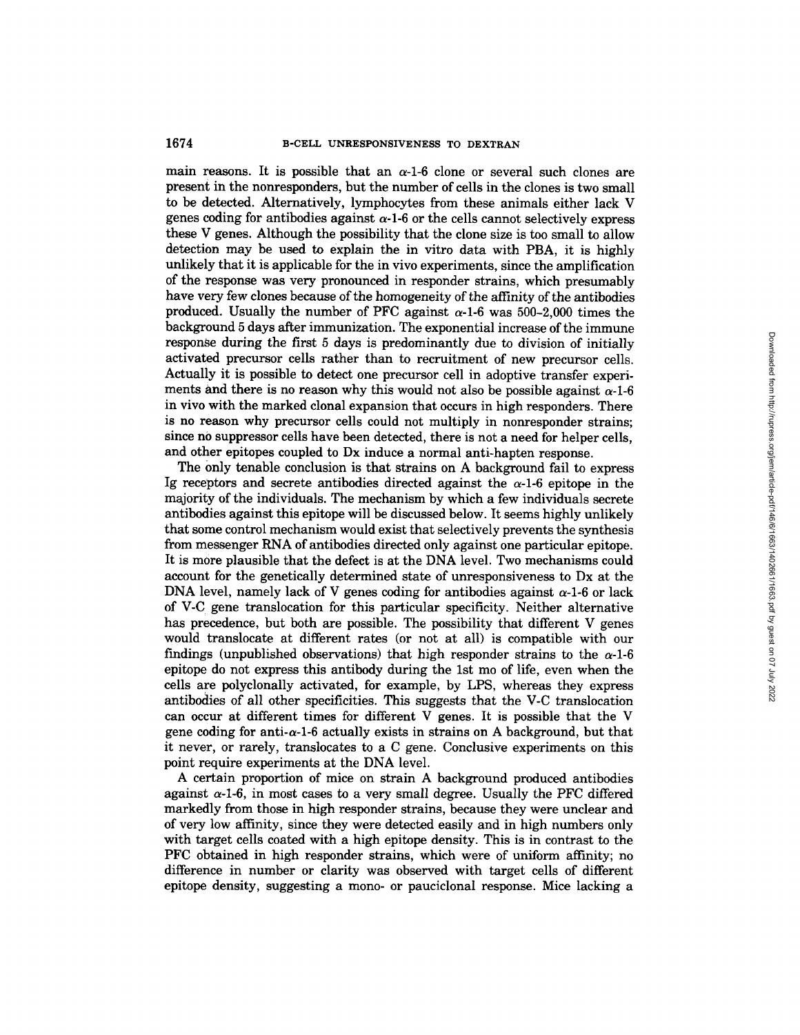main reasons. It is possible that an $\alpha$-1-6 clone or several such clones are present in the nonresponders, but the number of cells in the clones is two small to be detected. Alternatively, lymphocytes from these animals either lack V genes coding for antibodies against $\alpha$-1-6 or the cells cannot selectively express these V genes. Although the possibility that the clone size is too small to allow detection may be used to explain the in vitro data with PBA, it is highly unlikely that it is applicable for the in vivo experiments, since the amplification of the response was very pronounced in responder strains, which presumably have very few clones because of the homogeneity of the affinity of the antibodies produced. Usually the number of PFC against $\alpha$-1-6 was 500–2,000 times the background 5 days after immunization. The exponential increase of the immune response during the first 5 days is predominantly due to division of initially activated precursor cells rather than to recruitment of new precursor cells. Actually it is possible to detect one precursor cell in adoptive transfer experiments and there is no reason why this would not also be possible against $\alpha$-1-6 in vivo with the marked clonal expansion that occurs in high responders. There is no reason why precursor cells could not multiply in nonresponder strains; since no suppressor cells have been detected, there is not a need for helper cells, and other epitopes coupled to Dx induce a normal anti-hapten response.

The only tenable conclusion is that strains on A background fail to express Ig receptors and secrete antibodies directed against the $\alpha$-1-6 epitope in the majority of the individuals. The mechanism by which a few individuals secrete antibodies against this epitope will be discussed below. It seems highly unlikely that some control mechanism would exist that selectively prevents the synthesis from messenger RNA of antibodies directed only against one particular epitope. It is more plausible that the defect is at the DNA level. Two mechanisms could account for the genetically determined state of unresponsiveness to Dx at the DNA level, namely lack of V genes coding for antibodies against $\alpha$-1-6 or lack of V-C gene translocation for this particular specificity. Neither alternative has precedence, but both are possible. The possibility that different V genes would translocate at different rates (or not at all) is compatible with our findings (unpublished observations) that high responder strains to the $\alpha$-1-6 epitope do not express this antibody during the 1st mo of life, even when the cells are polyclonally activated, for example, by LPS, whereas they express antibodies of all other specificities. This suggests that the V-C translocation can occur at different times for different V genes. It is possible that the V gene coding for anti-$\alpha$-1-6 actually exists in strains on A background, but that it never, or rarely, translocates to a C gene. Conclusive experiments on this point require experiments at the DNA level.

A certain proportion of mice on strain A background produced antibodies against $\alpha$-1-6, in most cases to a very small degree. Usually the PFC differed markedly from those in high responder strains, because they were unclear and of very low affinity, since they were detected easily and in high numbers only with target cells coated with a high epitope density. This is in contrast to the PFC obtained in high responder strains, which were of uniform affinity; no difference in number or clarity was observed with target cells of different epitope density, suggesting a mono- or pauciclonal response. Mice lacking a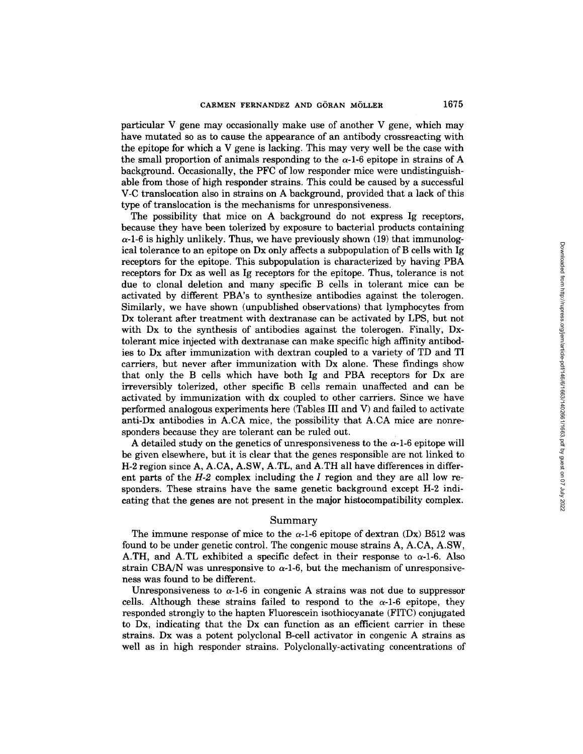particular V gene may occasionally make use of another V gene, which may have mutated so as to cause the appearance of an antibody crossreacting with the epitope for which a V gene is lacking. This may very well be the case with the small proportion of animals responding to the $\alpha$-1-6 epitope in strains of A background. Occasionally, the PFC of low responder mice were undistinguishable from those of high responder strains. This could be caused by a successful V-C translocation also in strains on A background, provided that a lack of this type of translocation is the mechanisms for unresponsiveness.

The possibility that mice on A background do not express Ig receptors, because they have been tolerized by exposure to bacterial products containing $\alpha$-1-6 is highly unlikely. Thus, we have previously shown (19) that immunological tolerance to an epitope on Dx only affects a subpopulation of B cells with Ig receptors for the epitope. This subpopulation is characterized by having PBA receptors for Dx as well as Ig receptors for the epitope. Thus, tolerance is not due to clonal deletion and many specific B cells in tolerant mice can be activated by different PBA's to synthesize antibodies against the tolerogen. Similarly, we have shown (unpublished observations) that lymphocytes from Dx tolerant after treatment with dextranase can be activated by LPS, but not with Dx to the synthesis of antibodies against the tolerogen. Finally, Dx-tolerant mice injected with dextranase can make specific high affinity antibodies to Dx after immunization with dextran coupled to a variety of TD and TI carriers, but never after immunization with Dx alone. These findings show that only the B cells which have both Ig and PBA receptors for Dx are irreversibly tolerized, other specific B cells remain unaffected and can be activated by immunization with dx coupled to other carriers. Since we have performed analogous experiments here (Tables III and V) and failed to activate anti-Dx antibodies in A.CA mice, the possibility that A.CA mice are nonresponders because they are tolerant can be ruled out.

A detailed study on the genetics of unresponsiveness to the $\alpha$-1-6 epitope will be given elsewhere, but it is clear that the genes responsible are not linked to H-2 region since A, A.CA, A.SW, A.TL, and A.TH all have differences in different parts of the *H-2* complex including the *I* region and they are all low responders. These strains have the same genetic background except H-2 indicating that the genes are not present in the major histocompatibility complex.

## Summary

The immune response of mice to the $\alpha$-1-6 epitope of dextran (Dx) B512 was found to be under genetic control. The congenic mouse strains A, A.CA, A.SW, A.TH, and A.TL exhibited a specific defect in their response to $\alpha$-1-6. Also strain CBA/N was unresponsive to $\alpha$-1-6, but the mechanism of unresponsiveness was found to be different.

Unresponsiveness to $\alpha$-1-6 in congenic A strains was not due to suppressor cells. Although these strains failed to respond to the $\alpha$-1-6 epitope, they responded strongly to the hapten Fluorescein isothiocyanate (FITC) conjugated to Dx, indicating that the Dx can function as an efficient carrier in these strains. Dx was a potent polyclonal B-cell activator in congenic A strains as well as in high responder strains. Polyclonally-activating concentrations of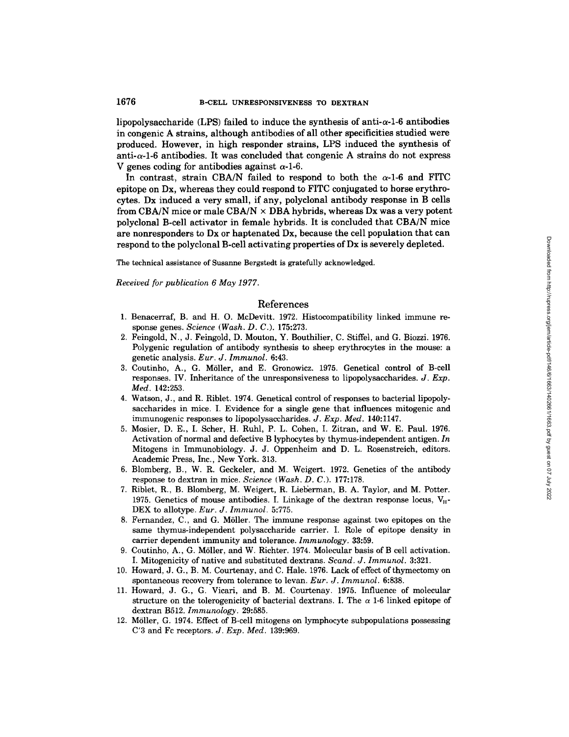lipopolysaccharide (LPS) failed to induce the synthesis of anti-$\alpha$-1-6 antibodies in congenic A strains, although antibodies of all other specificities studied were produced. However, in high responder strains, LPS induced the synthesis of anti-$\alpha$-1-6 antibodies. It was concluded that congenic A strains do not express V genes coding for antibodies against $\alpha$-1-6.

In contrast, strain CBA/N failed to respond to both the $\alpha$-1-6 and FITC epitope on Dx, whereas they could respond to FITC conjugated to horse erythrocytes. Dx induced a very small, if any, polyclonal antibody response in B cells from CBA/N mice or male CBA/N × DBA hybrids, whereas Dx was a very potent polyclonal B-cell activator in female hybrids. It is concluded that CBA/N mice are nonresponders to Dx or haptenated Dx, because the cell population that can respond to the polyclonal B-cell activating properties of Dx is severely depleted.

The technical assistance of Susanne Bergstedt is gratefully acknowledged.

*Received for publication 6 May 1977.*

## References

1. Benacerraf, B. and H. O. McDevitt. 1972. Histocompatibility linked immune response genes. *Science (Wash. D. C.).* 175:273.
2. Feingold, N., J. Feingold, D. Mouton, Y. Bouthilier, C. Stiffel, and G. Biozzi. 1976. Polygenic regulation of antibody synthesis to sheep erythrocytes in the mouse: a genetic analysis. *Eur. J. Immunol.* 6:43.
3. Coutinho, A., G. Möller, and E. Gronowicz. 1975. Genetical control of B-cell responses. IV. Inheritance of the unresponsiveness to lipopolysaccharides. *J. Exp. Med.* 142:253.
4. Watson, J., and R. Riblet. 1974. Genetical control of responses to bacterial lipopolysaccharides in mice. I. Evidence for a single gene that influences mitogenic and immunogenic responses to lipopolysaccharides. *J. Exp. Med.* 140:1147.
5. Mosier, D. E., I. Scher, H. Ruhl, P. L. Cohen, I. Zitran, and W. E. Paul. 1976. Activation of normal and defective B lyphocytes by thymus-independent antigen. *In* Mitogens in Immunobiology. J. J. Oppenheim and D. L. Rosenstreich, editors. Academic Press, Inc., New York. 313.
6. Blomberg, B., W. R. Geckeler, and M. Weigert. 1972. Genetics of the antibody response to dextran in mice. *Science (Wash. D. C.).* 177:178.
7. Riblet, R., B. Blomberg, M. Weigert, R. Lieberman, B. A. Taylor, and M. Potter. 1975. Genetics of mouse antibodies. I. Linkage of the dextran response locus, $V_H$-DEX to allotype. *Eur. J. Immunol.* 5:775.
8. Fernandez, C., and G. Möller. The immune response against two epitopes on the same thymus-independent polysaccharide carrier. I. Role of epitope density in carrier dependent immunity and tolerance. *Immunology.* 33:59.
9. Coutinho, A., G. Möller, and W. Richter. 1974. Molecular basis of B cell activation. I. Mitogenicity of native and substituted dextrans. *Scand. J. Immunol.* 3:321.
10. Howard, J. G., B. M. Courtenay, and C. Hale. 1976. Lack of effect of thymectomy on spontaneous recovery from tolerance to levan. *Eur. J. Immunol.* 6:838.
11. Howard, J. G., G. Vicari, and B. M. Courtenay. 1975. Influence of molecular structure on the tolerogenicity of bacterial dextrans. I. The $\alpha$ 1-6 linked epitope of dextran B512. *Immunology.* 29:585.
12. Möller, G. 1974. Effect of B-cell mitogens on lymphocyte subpopulations possessing C'3 and Fc receptors. *J. Exp. Med.* 139:969.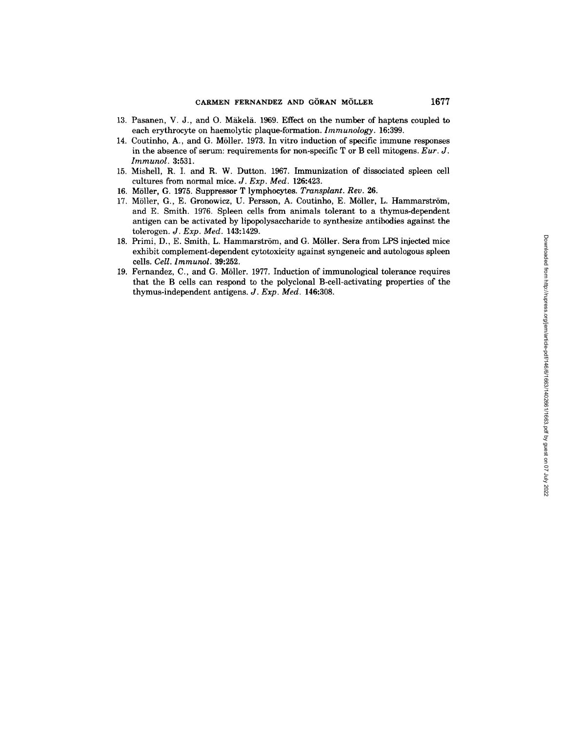13. Pasanen, V. J., and O. Mäkelä. 1969. Effect on the number of haptens coupled to each erythrocyte on haemolytic plaque-formation. *Immunology.* 16:399.
14. Coutinho, A., and G. Möller. 1973. In vitro induction of specific immune responses in the absence of serum: requirements for non-specific T or B cell mitogens. *Eur. J. Immunol.* 3:531.
15. Mishell, R. I. and R. W. Dutton. 1967. Immunization of dissociated spleen cell cultures from normal mice. *J. Exp. Med.* 126:423.
16. Möller, G. 1975. Suppressor T lymphocytes. *Transplant. Rev.* 26.
17. Möller, G., E. Gronowicz, U. Persson, A. Coutinho, E. Möller, L. Hammarström, and E. Smith. 1976. Spleen cells from animals tolerant to a thymus-dependent antigen can be activated by lipopolysaccharide to synthesize antibodies against the tolerogen. *J. Exp. Med.* 143:1429.
18. Primi, D., E. Smith, L. Hammarström, and G. Möller. Sera from LPS injected mice exhibit complement-dependent cytotoxicity against syngeneic and autologous spleen cells. *Cell. Immunol.* 39:252.
19. Fernandez, C., and G. Möller. 1977. Induction of immunological tolerance requires that the B cells can respond to the polyclonal B-cell-activating properties of the thymus-independent antigens. *J. Exp. Med.* 146:308.